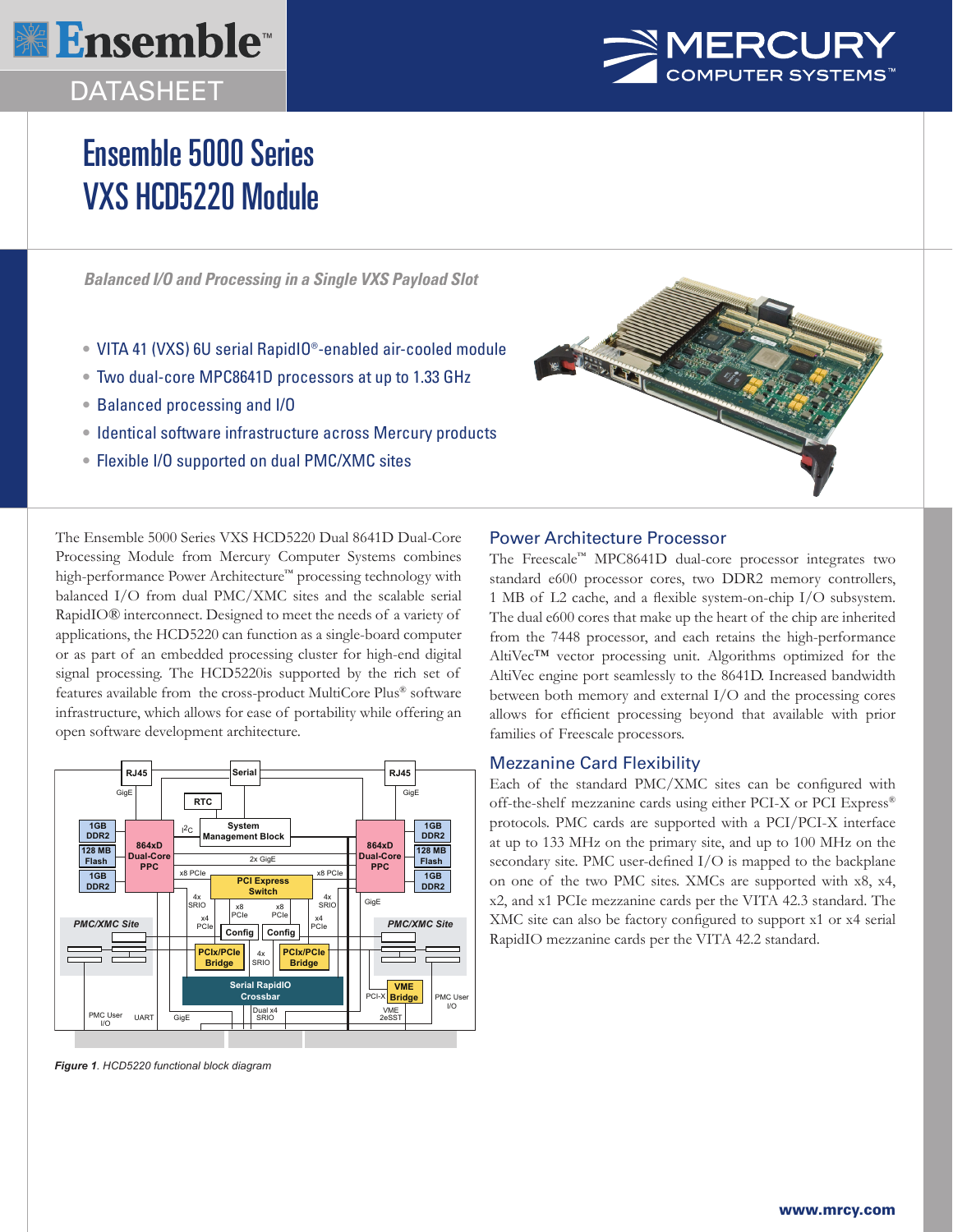# Ensemble 5000 Series VXS HCD5220 Module

*Balanced I/O and Processing in a Single VXS Payload Slot*

- VITA 41 (VXS) 6U serial RapidIO®-enabled air-cooled module
- Two dual-core MPC8641D processors at up to 1.33 GHz
- Balanced processing and I/O
- Identical software infrastructure across Mercury products
- Flexible I/O supported on dual PMC/XMC sites

The Ensemble 5000 Series VXS HCD5220 Dual 8641D Dual-Core Processing Module from Mercury Computer Systems combines high-performance Power Architecture™ processing technology with balanced I/O from dual PMC/XMC sites and the scalable serial RapidIO® interconnect. Designed to meet the needs of a variety of applications, the HCD5220 can function as a single-board computer or as part of an embedded processing cluster for high-end digital signal processing. The HCD5220is supported by the rich set of features available from the cross-product MultiCore Plus® software infrastructure, which allows for ease of portability while offering an open software development architecture.

*Figure 1. HCD5220 functional block diagram*

## Power Architecture Processor

The Freescale™ MPC8641D dual-core processor integrates two standard e600 processor cores, two DDR2 memory controllers, 1 MB of L2 cache, and a flexible system-on-chip I/O subsystem. The dual e600 cores that make up the heart of the chip are inherited from the 7448 processor, and each retains the high-performance AltiVec™ vector processing unit. Algorithms optimized for the AltiVec engine port seamlessly to the 8641D. Increased bandwidth between both memory and external I/O and the processing cores allows for efficient processing beyond that available with prior families of Freescale processors.

## Mezzanine Card Flexibility

Each of the standard PMC/XMC sites can be configured with off-the-shelf mezzanine cards using either PCI-X or PCI Express® protocols. PMC cards are supported with a PCI/PCI-X interface at up to 133 MHz on the primary site, and up to 100 MHz on the secondary site. PMC user-defined I/O is mapped to the backplane on one of the two PMC sites. XMCs are supported with x8, x4, x2, and x1 PCIe mezzanine cards per the VITA 42.3 standard. The XMC site can also be factory configured to support x1 or x4 serial RapidIO mezzanine cards per the VITA 42.2 standard.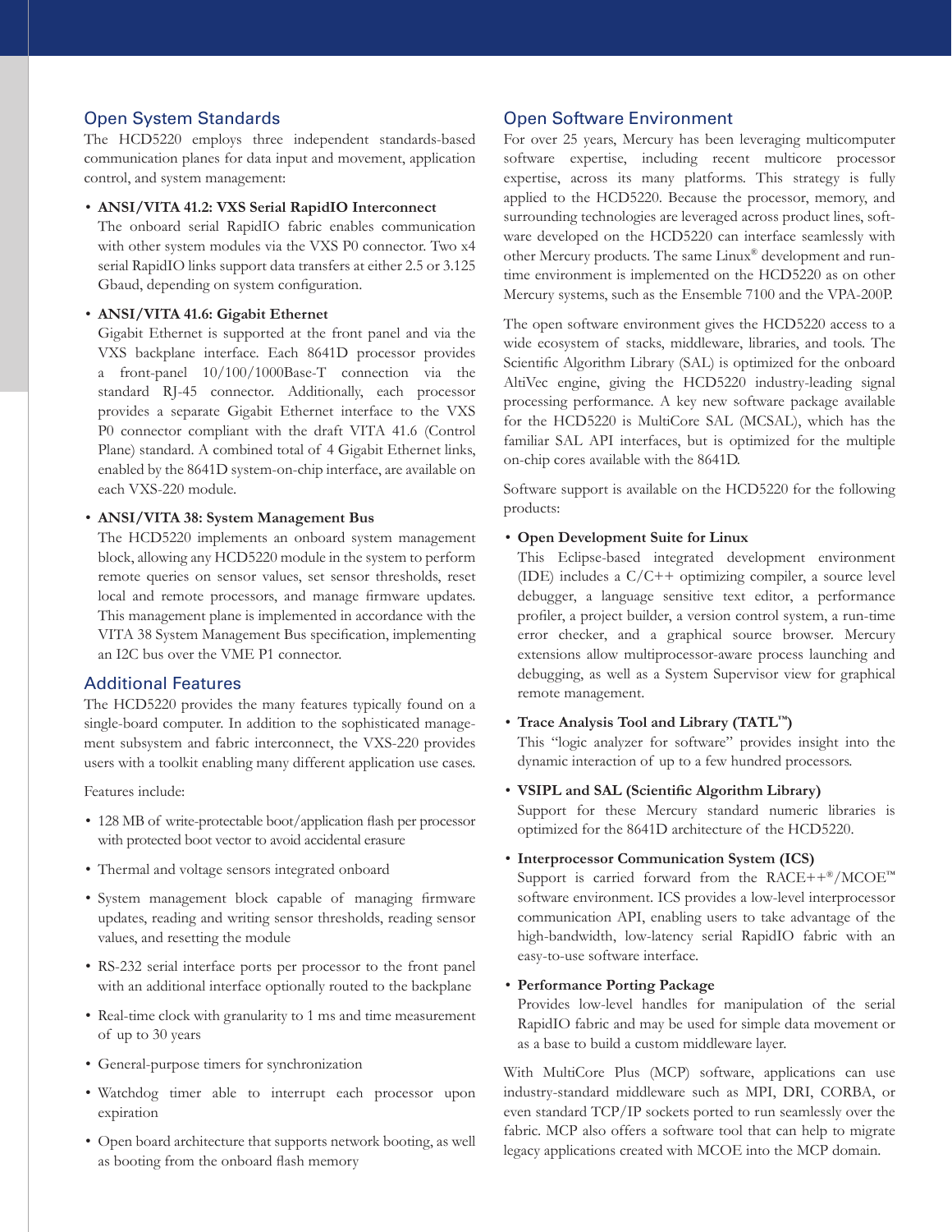## Open System Standards

The HCD5220 employs three independent standards-based communication planes for data input and movement, application control, and system management:

- **ANSI/VITA 41.2: VXS Serial RapidIO Interconnect**
  The onboard serial RapidIO fabric enables communication with other system modules via the VXS P0 connector. Two x4 serial RapidIO links support data transfers at either 2.5 or 3.125 Gbaud, depending on system configuration.

- **ANSI/VITA 41.6: Gigabit Ethernet**
  Gigabit Ethernet is supported at the front panel and via the VXS backplane interface. Each 8641D processor provides a front-panel 10/100/1000Base-T connection via the standard RJ-45 connector. Additionally, each processor provides a separate Gigabit Ethernet interface to the VXS P0 connector compliant with the draft VITA 41.6 (Control Plane) standard. A combined total of 4 Gigabit Ethernet links, enabled by the 8641D system-on-chip interface, are available on each VXS-220 module.

- **ANSI/VITA 38: System Management Bus**
  The HCD5220 implements an onboard system management block, allowing any HCD5220 module in the system to perform remote queries on sensor values, set sensor thresholds, reset local and remote processors, and manage firmware updates. This management plane is implemented in accordance with the VITA 38 System Management Bus specification, implementing an I2C bus over the VME P1 connector.

## Additional Features

The HCD5220 provides the many features typically found on a single-board computer. In addition to the sophisticated management subsystem and fabric interconnect, the VXS-220 provides users with a toolkit enabling many different application use cases.

Features include:

- 128 MB of write-protectable boot/application flash per processor with protected boot vector to avoid accidental erasure
- Thermal and voltage sensors integrated onboard
- System management block capable of managing firmware updates, reading and writing sensor thresholds, reading sensor values, and resetting the module
- RS-232 serial interface ports per processor to the front panel with an additional interface optionally routed to the backplane
- Real-time clock with granularity to 1 ms and time measurement of up to 30 years
- General-purpose timers for synchronization
- Watchdog timer able to interrupt each processor upon expiration
- Open board architecture that supports network booting, as well as booting from the onboard flash memory

## Open Software Environment

For over 25 years, Mercury has been leveraging multicomputer software expertise, including recent multicore processor expertise, across its many platforms. This strategy is fully applied to the HCD5220. Because the processor, memory, and surrounding technologies are leveraged across product lines, software developed on the HCD5220 can interface seamlessly with other Mercury products. The same Linux® development and run-time environment is implemented on the HCD5220 as on other Mercury systems, such as the Ensemble 7100 and the VPA-200P.

The open software environment gives the HCD5220 access to a wide ecosystem of stacks, middleware, libraries, and tools. The Scientific Algorithm Library (SAL) is optimized for the onboard AltiVec engine, giving the HCD5220 industry-leading signal processing performance. A key new software package available for the HCD5220 is MultiCore SAL (MCSAL), which has the familiar SAL API interfaces, but is optimized for the multiple on-chip cores available with the 8641D.

Software support is available on the HCD5220 for the following products:

- **Open Development Suite for Linux**
  This Eclipse-based integrated development environment (IDE) includes a C/C++ optimizing compiler, a source level debugger, a language sensitive text editor, a performance profiler, a project builder, a version control system, a run-time error checker, and a graphical source browser. Mercury extensions allow multiprocessor-aware process launching and debugging, as well as a System Supervisor view for graphical remote management.

- **Trace Analysis Tool and Library (TATL™)**
  This "logic analyzer for software" provides insight into the dynamic interaction of up to a few hundred processors.

- **VSIPL and SAL (Scientific Algorithm Library)**
  Support for these Mercury standard numeric libraries is optimized for the 8641D architecture of the HCD5220.

- **Interprocessor Communication System (ICS)**
  Support is carried forward from the RACE++®/MCOE™ software environment. ICS provides a low-level interprocessor communication API, enabling users to take advantage of the high-bandwidth, low-latency serial RapidIO fabric with an easy-to-use software interface.

- **Performance Porting Package**
  Provides low-level handles for manipulation of the serial RapidIO fabric and may be used for simple data movement or as a base to build a custom middleware layer.

With MultiCore Plus (MCP) software, applications can use industry-standard middleware such as MPI, DRI, CORBA, or even standard TCP/IP sockets ported to run seamlessly over the fabric. MCP also offers a software tool that can help to migrate legacy applications created with MCOE into the MCP domain.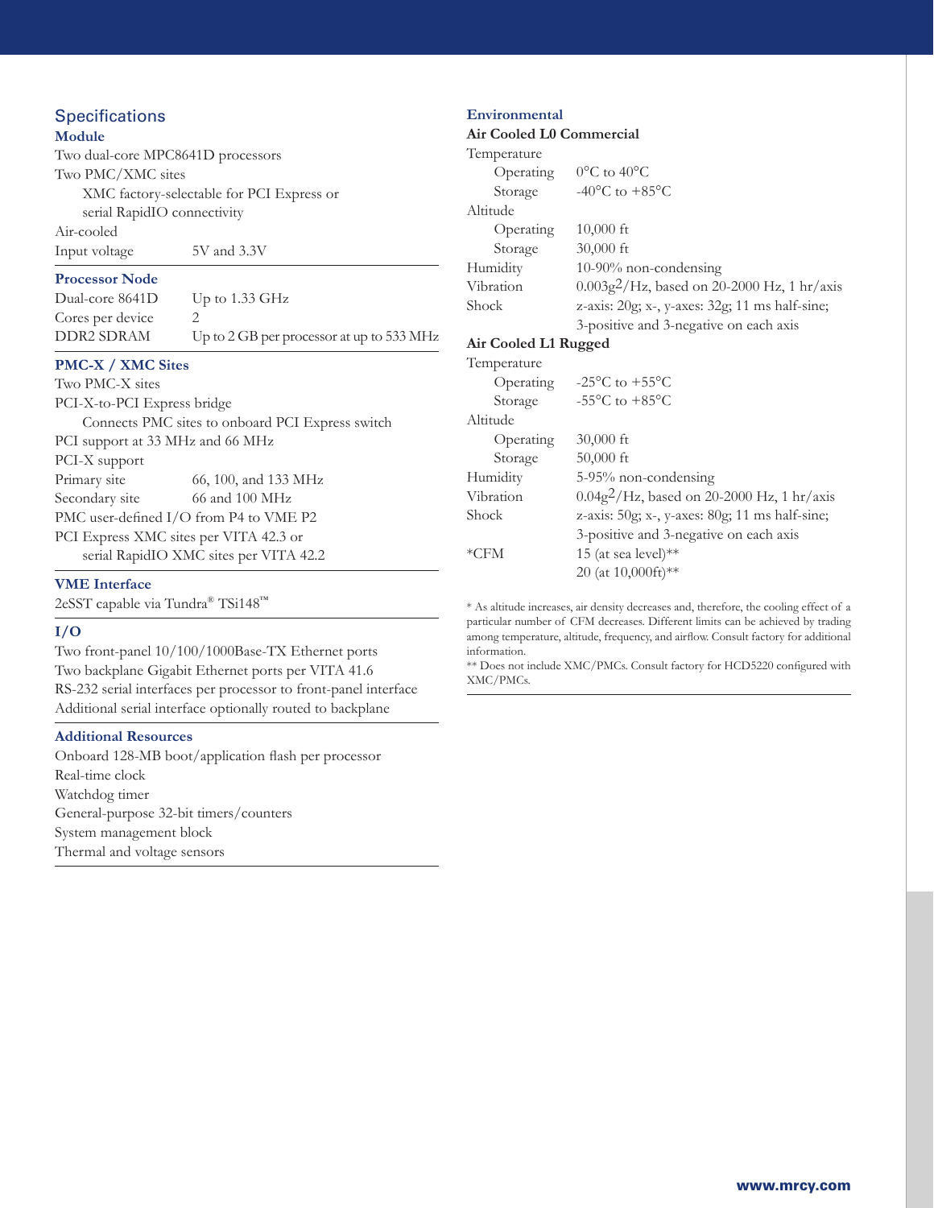## Specifications

### Module

Two dual-core MPC8641D processors

Two PMC/XMC sites

XMC factory-selectable for PCI Express or serial RapidIO connectivity

Air-cooled

| | |
|---|---|
| Input voltage | 5V and 3.3V |

### Processor Node

| | |
|---|---|
| Dual-core 8641D | Up to 1.33 GHz |
| Cores per device | 2 |
| DDR2 SDRAM | Up to 2 GB per processor at up to 533 MHz |

### PMC-X / XMC Sites

Two PMC-X sites

PCI-X-to-PCI Express bridge

Connects PMC sites to onboard PCI Express switch

PCI support at 33 MHz and 66 MHz

PCI-X support

| | |
|---|---|
| Primary site | 66, 100, and 133 MHz |
| Secondary site | 66 and 100 MHz |

PMC user-defined I/O from P4 to VME P2

PCI Express XMC sites per VITA 42.3 or serial RapidIO XMC sites per VITA 42.2

### VME Interface

2eSST capable via Tundra® TSi148™

### I/O

Two front-panel 10/100/1000Base-TX Ethernet ports

Two backplane Gigabit Ethernet ports per VITA 41.6

RS-232 serial interfaces per processor to front-panel interface

Additional serial interface optionally routed to backplane

### Additional Resources

Onboard 128-MB boot/application flash per processor

Real-time clock

Watchdog timer

General-purpose 32-bit timers/counters

System management block

Thermal and voltage sensors

### Environmental

**Air Cooled L0 Commercial**

| | |
|---|---|
| Temperature | |
| Operating | 0°C to 40°C |
| Storage | -40°C to +85°C |
| Altitude | |
| Operating | 10,000 ft |
| Storage | 30,000 ft |
| Humidity | 10-90% non-condensing |
| Vibration | $0.003g^2$/Hz, based on 20-2000 Hz, 1 hr/axis |
| Shock | z-axis: 20g; x-, y-axes: 32g; 11 ms half-sine; 3-positive and 3-negative on each axis |

**Air Cooled L1 Rugged**

| | |
|---|---|
| Temperature | |
| Operating | -25°C to +55°C |
| Storage | -55°C to +85°C |
| Altitude | |
| Operating | 30,000 ft |
| Storage | 50,000 ft |
| Humidity | 5-95% non-condensing |
| Vibration | $0.04g^2$/Hz, based on 20-2000 Hz, 1 hr/axis |
| Shock | z-axis: 50g; x-, y-axes: 80g; 11 ms half-sine; 3-positive and 3-negative on each axis |
| *CFM | 15 (at sea level)** <br> 20 (at 10,000ft)** |

* As altitude increases, air density decreases and, therefore, the cooling effect of a particular number of CFM decreases. Different limits can be achieved by trading among temperature, altitude, frequency, and airflow. Consult factory for additional information.

** Does not include XMC/PMCs. Consult factory for HCD5220 configured with XMC/PMCs.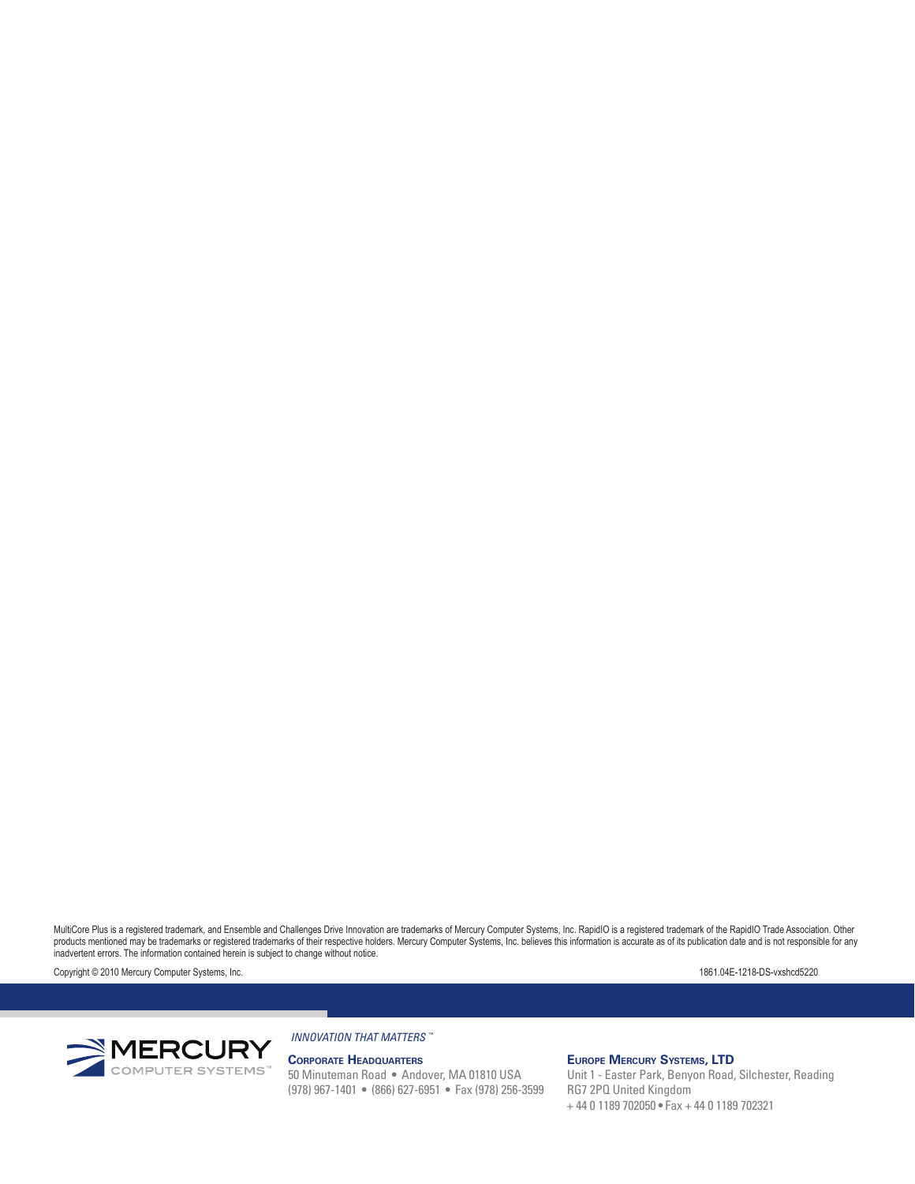MultiCore Plus is a registered trademark, and Ensemble and Challenges Drive Innovation are trademarks of Mercury Computer Systems, Inc. RapidIO is a registered trademark of the RapidIO Trade Association. Other products mentioned may be trademarks or registered trademarks of their respective holders. Mercury Computer Systems, Inc. believes this information is accurate as of its publication date and is not responsible for any inadvertent errors. The information contained herein is subject to change without notice.

Copyright © 2010 Mercury Computer Systems, Inc.

1861.04E-1218-DS-vxshcd5220

MERCURY COMPUTER SYSTEMS™

*INNOVATION THAT MATTERS™*

**CORPORATE HEADQUARTERS**
50 Minuteman Road • Andover, MA 01810 USA
(978) 967-1401 • (866) 627-6951 • Fax (978) 256-3599

**EUROPE MERCURY SYSTEMS, LTD**
Unit 1 - Easter Park, Benyon Road, Silchester, Reading
RG7 2PQ United Kingdom
+ 44 0 1189 702050 • Fax + 44 0 1189 702321